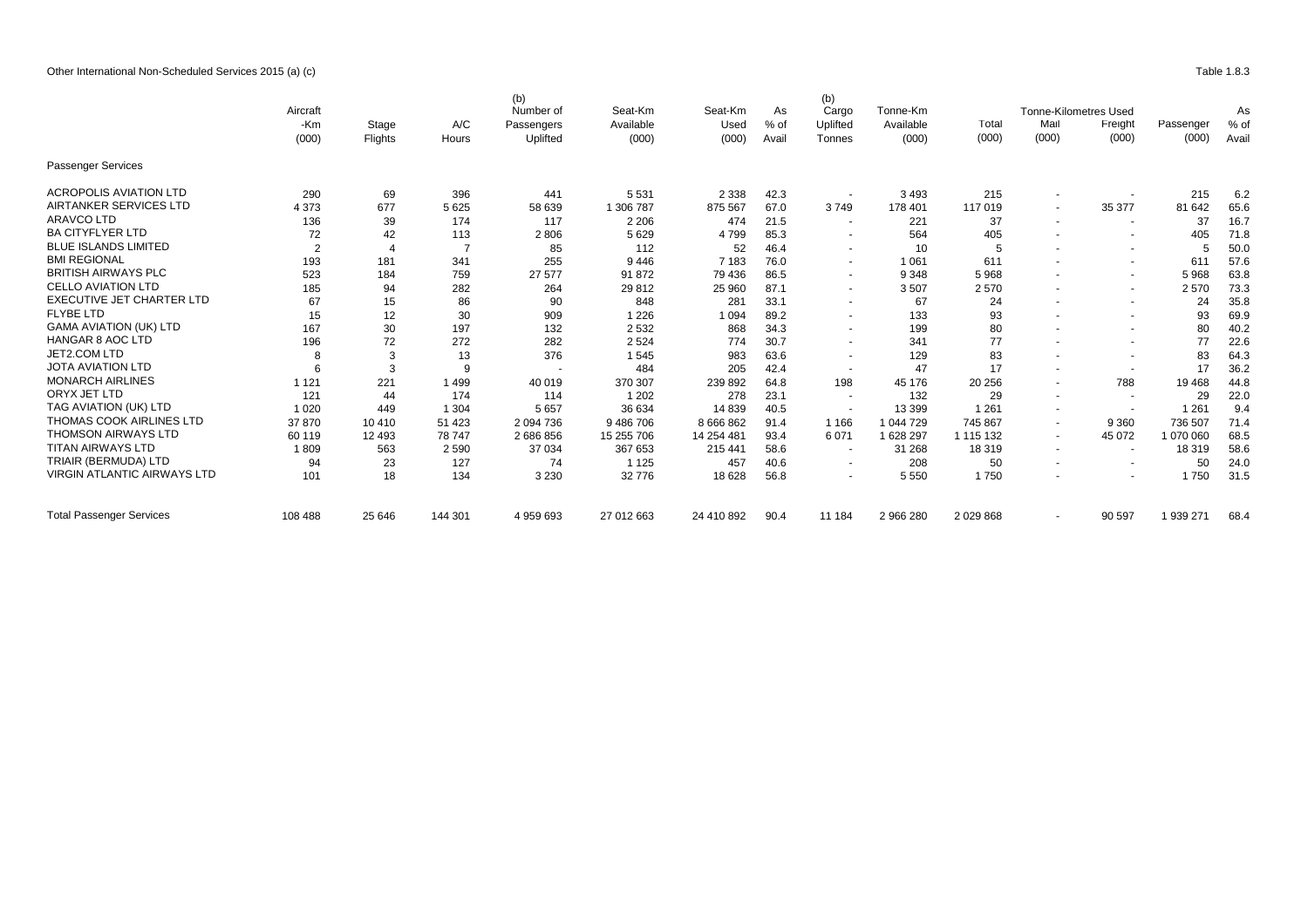Other International Non-Scheduled Services 2015 (a) (c)

Table 1.8.3

| | Aircraft -Km (000) | Stage Flights | A/C Hours | (b) Number of Passengers Uplifted | Seat-Km Available (000) | Seat-Km Used (000) | As % of Avail | (b) Cargo Uplifted Tonnes | Tonne-Km Available (000) | Total (000) | Tonne-Kilometres Used Mail (000) | Freight (000) | Passenger (000) | As % of Avail |
|---|---|---|---|---|---|---|---|---|---|---|---|---|---|---|
| Passenger Services | | | | | | | | | | | | | | |
| ACROPOLIS AVIATION LTD | 290 | 69 | 396 | 441 | 5 531 | 2 338 | 42.3 | - | 3 493 | 215 | - | - | 215 | 6.2 |
| AIRTANKER SERVICES LTD | 4 373 | 677 | 5 625 | 58 639 | 1 306 787 | 875 567 | 67.0 | 3 749 | 178 401 | 117 019 | - | 35 377 | 81 642 | 65.6 |
| ARAVCO LTD | 136 | 39 | 174 | 117 | 2 206 | 474 | 21.5 | - | 221 | 37 | - | - | 37 | 16.7 |
| BA CITYFLYER LTD | 72 | 42 | 113 | 2 806 | 5 629 | 4 799 | 85.3 | - | 564 | 405 | - | - | 405 | 71.8 |
| BLUE ISLANDS LIMITED | 2 | 4 | 7 | 85 | 112 | 52 | 46.4 | - | 10 | 5 | - | - | 5 | 50.0 |
| BMI REGIONAL | 193 | 181 | 341 | 255 | 9 446 | 7 183 | 76.0 | - | 1 061 | 611 | - | - | 611 | 57.6 |
| BRITISH AIRWAYS PLC | 523 | 184 | 759 | 27 577 | 91 872 | 79 436 | 86.5 | - | 9 348 | 5 968 | - | - | 5 968 | 63.8 |
| CELLO AVIATION LTD | 185 | 94 | 282 | 264 | 29 812 | 25 960 | 87.1 | - | 3 507 | 2 570 | - | - | 2 570 | 73.3 |
| EXECUTIVE JET CHARTER LTD | 67 | 15 | 86 | 90 | 848 | 281 | 33.1 | - | 67 | 24 | - | - | 24 | 35.8 |
| FLYBE LTD | 15 | 12 | 30 | 909 | 1 226 | 1 094 | 89.2 | - | 133 | 93 | - | - | 93 | 69.9 |
| GAMA AVIATION (UK) LTD | 167 | 30 | 197 | 132 | 2 532 | 868 | 34.3 | - | 199 | 80 | - | - | 80 | 40.2 |
| HANGAR 8 AOC LTD | 196 | 72 | 272 | 282 | 2 524 | 774 | 30.7 | - | 341 | 77 | - | - | 77 | 22.6 |
| JET2.COM LTD | 8 | 3 | 13 | 376 | 1 545 | 983 | 63.6 | - | 129 | 83 | - | - | 83 | 64.3 |
| JOTA AVIATION LTD | 6 | 3 | 9 | - | 484 | 205 | 42.4 | - | 47 | 17 | - | - | 17 | 36.2 |
| MONARCH AIRLINES | 1 121 | 221 | 1 499 | 40 019 | 370 307 | 239 892 | 64.8 | 198 | 45 176 | 20 256 | - | 788 | 19 468 | 44.8 |
| ORYX JET LTD | 121 | 44 | 174 | 114 | 1 202 | 278 | 23.1 | - | 132 | 29 | - | - | 29 | 22.0 |
| TAG AVIATION (UK) LTD | 1 020 | 449 | 1 304 | 5 657 | 36 634 | 14 839 | 40.5 | - | 13 399 | 1 261 | - | - | 1 261 | 9.4 |
| THOMAS COOK AIRLINES LTD | 37 870 | 10 410 | 51 423 | 2 094 736 | 9 486 706 | 8 666 862 | 91.4 | 1 166 | 1 044 729 | 745 867 | - | 9 360 | 736 507 | 71.4 |
| THOMSON AIRWAYS LTD | 60 119 | 12 493 | 78 747 | 2 686 856 | 15 255 706 | 14 254 481 | 93.4 | 6 071 | 1 628 297 | 1 115 132 | - | 45 072 | 1 070 060 | 68.5 |
| TITAN AIRWAYS LTD | 1 809 | 563 | 2 590 | 37 034 | 367 653 | 215 441 | 58.6 | - | 31 268 | 18 319 | - | - | 18 319 | 58.6 |
| TRIAIR (BERMUDA) LTD | 94 | 23 | 127 | 74 | 1 125 | 457 | 40.6 | - | 208 | 50 | - | - | 50 | 24.0 |
| VIRGIN ATLANTIC AIRWAYS LTD | 101 | 18 | 134 | 3 230 | 32 776 | 18 628 | 56.8 | - | 5 550 | 1 750 | - | - | 1 750 | 31.5 |
| Total Passenger Services | 108 488 | 25 646 | 144 301 | 4 959 693 | 27 012 663 | 24 410 892 | 90.4 | 11 184 | 2 966 280 | 2 029 868 | - | 90 597 | 1 939 271 | 68.4 |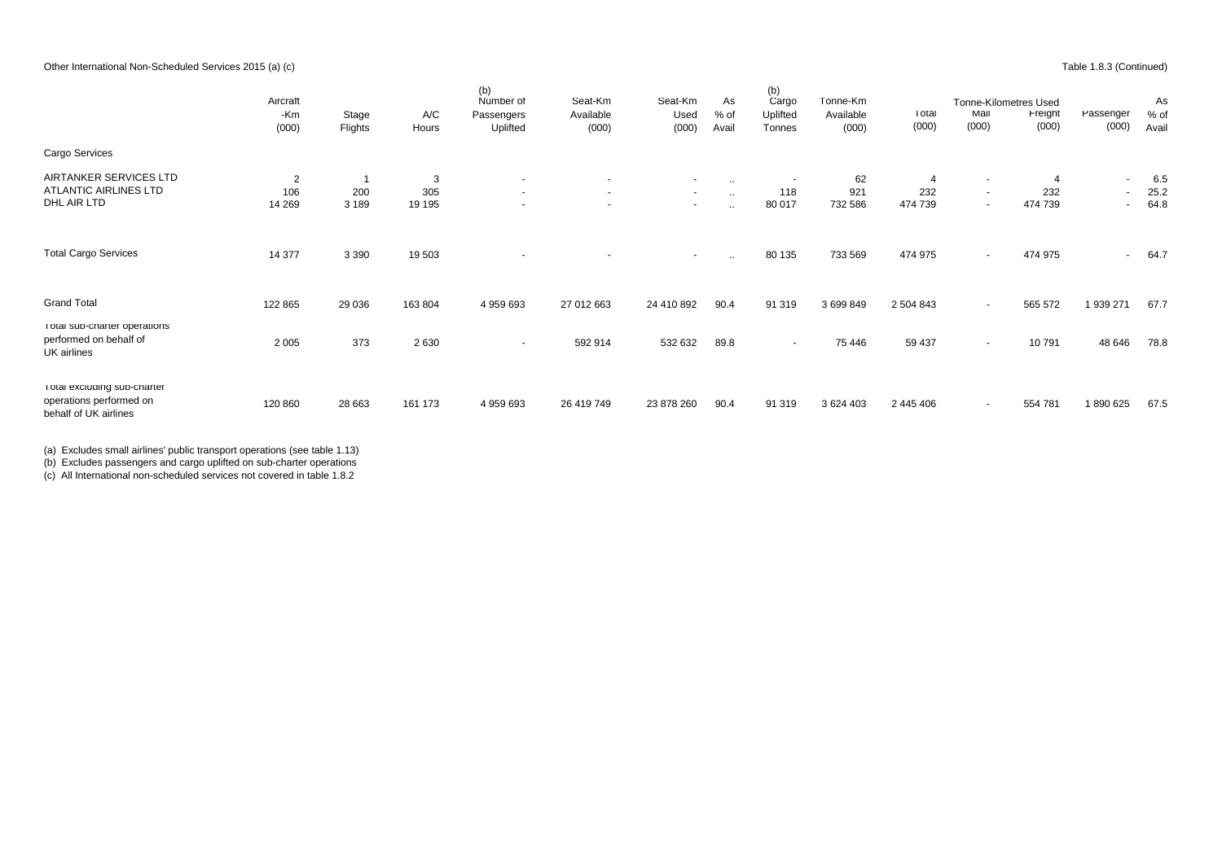Other International Non-Scheduled Services 2015 (a) (c)

Table 1.8.3 (Continued)

| | Aircraft -Km (000) | Stage Flights | A/C Hours | (b) Number of Passengers Uplifted | Seat-Km Available (000) | Seat-Km Used (000) | As % of Avail | (b) Cargo Uplifted Tonnes | Tonne-Km Available (000) | Tonne-Kilometres Used Total (000) | Mail (000) | Freight (000) | Passenger (000) | As % of Avail |
|---|---|---|---|---|---|---|---|---|---|---|---|---|---|---|
| Cargo Services | | | | | | | | | | | | | | |
| AIRTANKER SERVICES LTD | 2 | 1 | 3 | - | - | - | .. | - | 62 | 4 | - | 4 | - | 6.5 |
| ATLANTIC AIRLINES LTD | 106 | 200 | 305 | - | - | - | .. | 118 | 921 | 232 | - | 232 | - | 25.2 |
| DHL AIR LTD | 14 269 | 3 189 | 19 195 | - | - | - | .. | 80 017 | 732 586 | 474 739 | - | 474 739 | - | 64.8 |
| Total Cargo Services | 14 377 | 3 390 | 19 503 | - | - | - | .. | 80 135 | 733 569 | 474 975 | - | 474 975 | - | 64.7 |
| Grand Total | 122 865 | 29 036 | 163 804 | 4 959 693 | 27 012 663 | 24 410 892 | 90.4 | 91 319 | 3 699 849 | 2 504 843 | - | 565 572 | 1 939 271 | 67.7 |
| Total sub-charter operations performed on behalf of UK airlines | 2 005 | 373 | 2 630 | - | 592 914 | 532 632 | 89.8 | - | 75 446 | 59 437 | - | 10 791 | 48 646 | 78.8 |
| Total excluding sub-charter operations performed on behalf of UK airlines | 120 860 | 28 663 | 161 173 | 4 959 693 | 26 419 749 | 23 878 260 | 90.4 | 91 319 | 3 624 403 | 2 445 406 | - | 554 781 | 1 890 625 | 67.5 |

(a) Excludes small airlines' public transport operations (see table 1.13)
(b) Excludes passengers and cargo uplifted on sub-charter operations
(c) All International non-scheduled services not covered in table 1.8.2